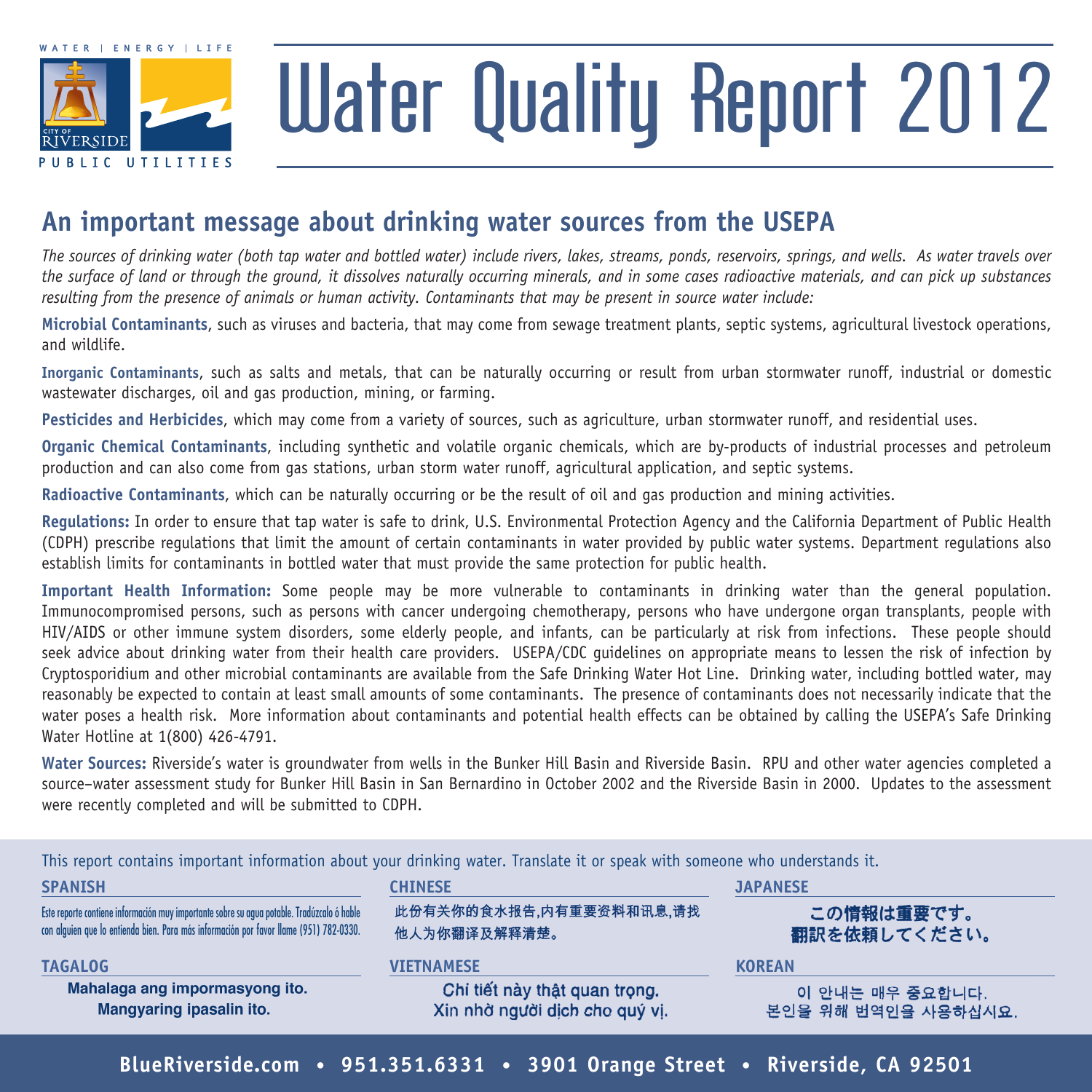WATER | ENERGY | LIFE

CITY OF RIVERSIDE PUBLIC UTILITIES

# Water Quality Report 2012

## An important message about drinking water sources from the USEPA

*The sources of drinking water (both tap water and bottled water) include rivers, lakes, streams, ponds, reservoirs, springs, and wells. As water travels over the surface of land or through the ground, it dissolves naturally occurring minerals, and in some cases radioactive materials, and can pick up substances resulting from the presence of animals or human activity. Contaminants that may be present in source water include:*

**Microbial Contaminants**, such as viruses and bacteria, that may come from sewage treatment plants, septic systems, agricultural livestock operations, and wildlife.

**Inorganic Contaminants**, such as salts and metals, that can be naturally occurring or result from urban stormwater runoff, industrial or domestic wastewater discharges, oil and gas production, mining, or farming.

**Pesticides and Herbicides**, which may come from a variety of sources, such as agriculture, urban stormwater runoff, and residential uses.

**Organic Chemical Contaminants**, including synthetic and volatile organic chemicals, which are by-products of industrial processes and petroleum production and can also come from gas stations, urban storm water runoff, agricultural application, and septic systems.

**Radioactive Contaminants**, which can be naturally occurring or be the result of oil and gas production and mining activities.

**Regulations:** In order to ensure that tap water is safe to drink, U.S. Environmental Protection Agency and the California Department of Public Health (CDPH) prescribe regulations that limit the amount of certain contaminants in water provided by public water systems. Department regulations also establish limits for contaminants in bottled water that must provide the same protection for public health.

**Important Health Information:** Some people may be more vulnerable to contaminants in drinking water than the general population. Immunocompromised persons, such as persons with cancer undergoing chemotherapy, persons who have undergone organ transplants, people with HIV/AIDS or other immune system disorders, some elderly people, and infants, can be particularly at risk from infections. These people should seek advice about drinking water from their health care providers. USEPA/CDC guidelines on appropriate means to lessen the risk of infection by Cryptosporidium and other microbial contaminants are available from the Safe Drinking Water Hot Line. Drinking water, including bottled water, may reasonably be expected to contain at least small amounts of some contaminants. The presence of contaminants does not necessarily indicate that the water poses a health risk. More information about contaminants and potential health effects can be obtained by calling the USEPA's Safe Drinking Water Hotline at 1(800) 426-4791.

**Water Sources:** Riverside's water is groundwater from wells in the Bunker Hill Basin and Riverside Basin. RPU and other water agencies completed a source–water assessment study for Bunker Hill Basin in San Bernardino in October 2002 and the Riverside Basin in 2000. Updates to the assessment were recently completed and will be submitted to CDPH.

This report contains important information about your drinking water. Translate it or speak with someone who understands it.

**SPANISH**

Este reporte contiene información muy importante sobre su agua potable. Tradúzcalo ó hable con alguien que lo entienda bien. Para más información por favor llame (951) 782-0330.

**CHINESE**

此份有关你的食水报告,内有重要资料和讯息,请找他人为你翻译及解释清楚。

**JAPANESE**

この情報は重要です。
翻訳を依頼してください。

**TAGALOG**

Mahalaga ang impormasyong ito.
Mangyaring ipasalin ito.

**VIETNAMESE**

Chi tiết này thật quan trọng.
Xin nhờ người dịch cho quý vị.

**KOREAN**

이 안내는 매우 중요합니다.
본인을 위해 번역인을 사용하십시요.

**BlueRiverside.com • 951.351.6331 • 3901 Orange Street • Riverside, CA 92501**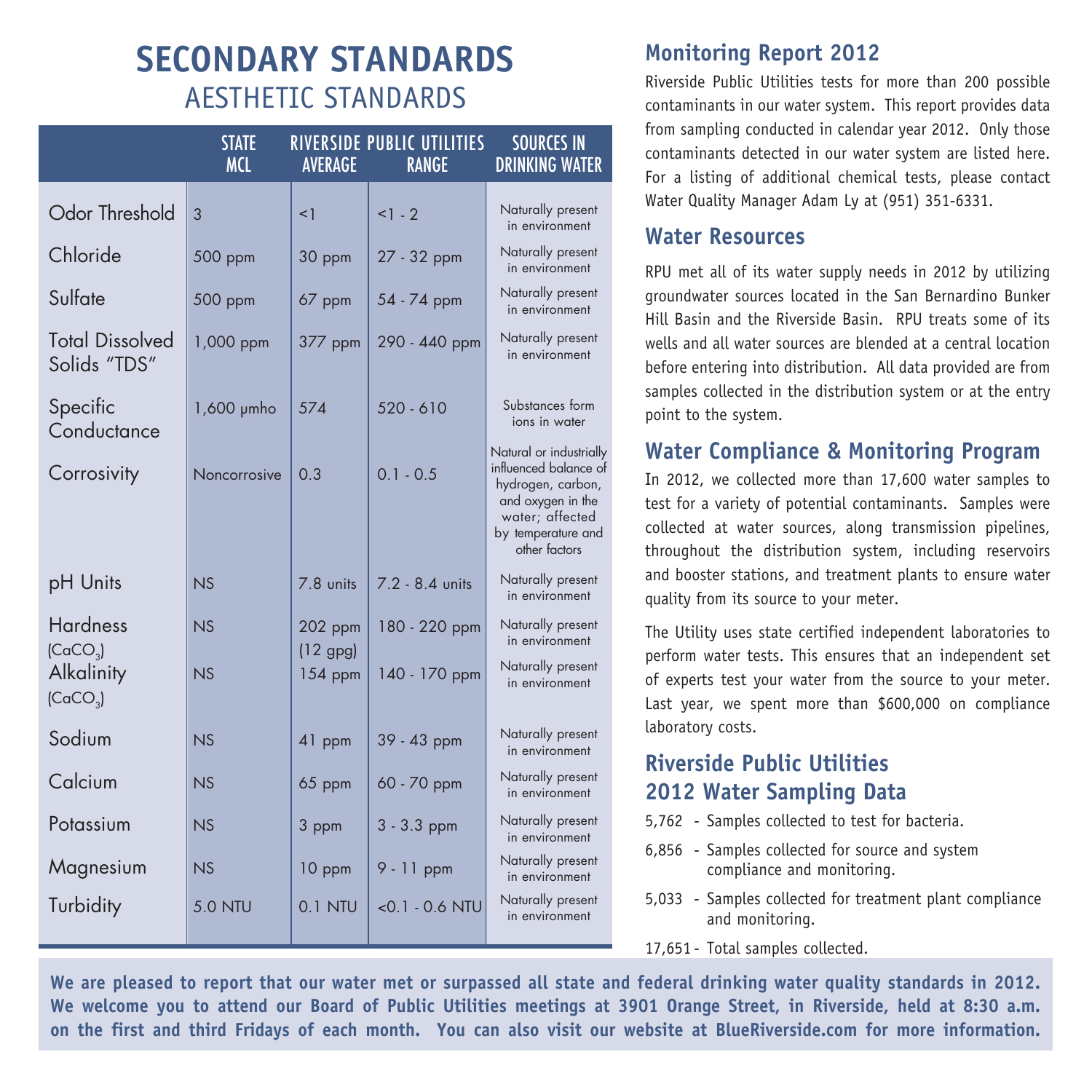# SECONDARY STANDARDS

## AESTHETIC STANDARDS

| | STATE MCL | RIVERSIDE PUBLIC UTILITIES AVERAGE | RANGE | SOURCES IN DRINKING WATER |
|---|---|---|---|---|
| Odor Threshold | 3 | <1 | <1 - 2 | Naturally present in environment |
| Chloride | 500 ppm | 30 ppm | 27 - 32 ppm | Naturally present in environment |
| Sulfate | 500 ppm | 67 ppm | 54 - 74 ppm | Naturally present in environment |
| Total Dissolved Solids "TDS" | 1,000 ppm | 377 ppm | 290 - 440 ppm | Naturally present in environment |
| Specific Conductance | 1,600 µmho | 574 | 520 - 610 | Substances form ions in water |
| Corrosivity | Noncorrosive | 0.3 | 0.1 - 0.5 | Natural or industrially influenced balance of hydrogen, carbon, and oxygen in the water; affected by temperature and other factors |
| pH Units | NS | 7.8 units | 7.2 - 8.4 units | Naturally present in environment |
| Hardness ($CaCO_3$) | NS | 202 ppm (12 gpg) | 180 - 220 ppm | Naturally present in environment |
| Alkalinity ($CaCO_3$) | NS | 154 ppm | 140 - 170 ppm | Naturally present in environment |
| Sodium | NS | 41 ppm | 39 - 43 ppm | Naturally present in environment |
| Calcium | NS | 65 ppm | 60 - 70 ppm | Naturally present in environment |
| Potassium | NS | 3 ppm | 3 - 3.3 ppm | Naturally present in environment |
| Magnesium | NS | 10 ppm | 9 - 11 ppm | Naturally present in environment |
| Turbidity | 5.0 NTU | 0.1 NTU | <0.1 - 0.6 NTU | Naturally present in environment |

## Monitoring Report 2012

Riverside Public Utilities tests for more than 200 possible contaminants in our water system. This report provides data from sampling conducted in calendar year 2012. Only those contaminants detected in our water system are listed here. For a listing of additional chemical tests, please contact Water Quality Manager Adam Ly at (951) 351-6331.

## Water Resources

RPU met all of its water supply needs in 2012 by utilizing groundwater sources located in the San Bernardino Bunker Hill Basin and the Riverside Basin. RPU treats some of its wells and all water sources are blended at a central location before entering into distribution. All data provided are from samples collected in the distribution system or at the entry point to the system.

## Water Compliance & Monitoring Program

In 2012, we collected more than 17,600 water samples to test for a variety of potential contaminants. Samples were collected at water sources, along transmission pipelines, throughout the distribution system, including reservoirs and booster stations, and treatment plants to ensure water quality from its source to your meter.

The Utility uses state certified independent laboratories to perform water tests. This ensures that an independent set of experts test your water from the source to your meter. Last year, we spent more than $600,000 on compliance laboratory costs.

## Riverside Public Utilities 2012 Water Sampling Data

- 5,762 - Samples collected to test for bacteria.
- 6,856 - Samples collected for source and system compliance and monitoring.
- 5,033 - Samples collected for treatment plant compliance and monitoring.
- 17,651 - Total samples collected.

**We are pleased to report that our water met or surpassed all state and federal drinking water quality standards in 2012. We welcome you to attend our Board of Public Utilities meetings at 3901 Orange Street, in Riverside, held at 8:30 a.m. on the first and third Fridays of each month. You can also visit our website at BlueRiverside.com for more information.**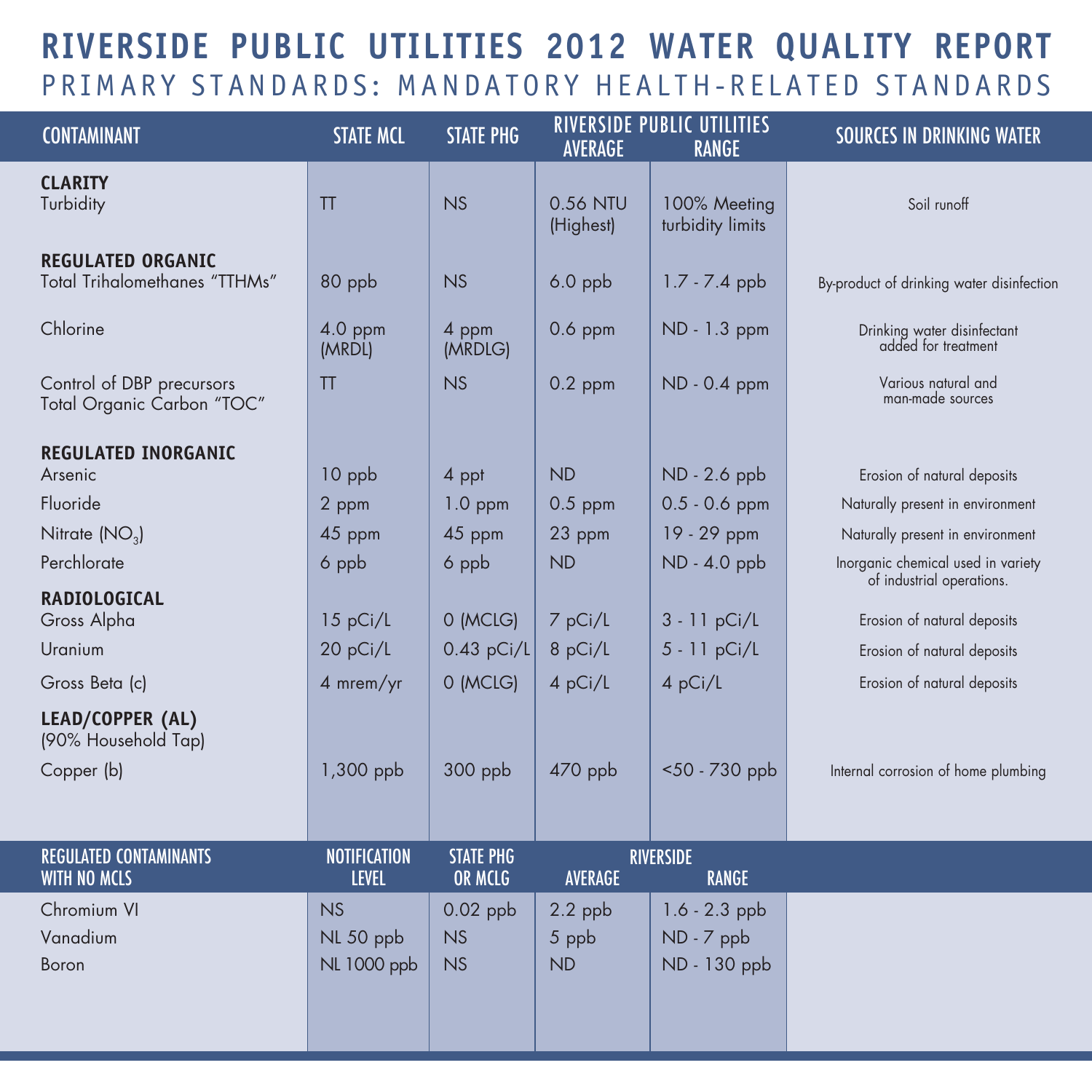# RIVERSIDE PUBLIC UTILITIES 2012 WATER QUALITY REPORT

## PRIMARY STANDARDS: MANDATORY HEALTH-RELATED STANDARDS

| CONTAMINANT | STATE MCL | STATE PHG | RIVERSIDE PUBLIC UTILITIES AVERAGE | RIVERSIDE PUBLIC UTILITIES RANGE | SOURCES IN DRINKING WATER |
|---|---|---|---|---|---|
| **CLARITY** | | | | | |
| Turbidity | TT | NS | 0.56 NTU (Highest) | 100% Meeting turbidity limits | Soil runoff |
| **REGULATED ORGANIC** | | | | | |
| Total Trihalomethanes "TTHMs" | 80 ppb | NS | 6.0 ppb | 1.7 - 7.4 ppb | By-product of drinking water disinfection |
| Chlorine | 4.0 ppm (MRDL) | 4 ppm (MRDLG) | 0.6 ppm | ND - 1.3 ppm | Drinking water disinfectant added for treatment |
| Control of DBP precursors Total Organic Carbon "TOC" | TT | NS | 0.2 ppm | ND - 0.4 ppm | Various natural and man-made sources |
| **REGULATED INORGANIC** | | | | | |
| Arsenic | 10 ppb | 4 ppt | ND | ND - 2.6 ppb | Erosion of natural deposits |
| Fluoride | 2 ppm | 1.0 ppm | 0.5 ppm | 0.5 - 0.6 ppm | Naturally present in environment |
| Nitrate ($NO_3$) | 45 ppm | 45 ppm | 23 ppm | 19 - 29 ppm | Naturally present in environment |
| Perchlorate | 6 ppb | 6 ppb | ND | ND - 4.0 ppb | Inorganic chemical used in variety of industrial operations. |
| **RADIOLOGICAL** | | | | | |
| Gross Alpha | 15 pCi/L | 0 (MCLG) | 7 pCi/L | 3 - 11 pCi/L | Erosion of natural deposits |
| Uranium | 20 pCi/L | 0.43 pCi/L | 8 pCi/L | 5 - 11 pCi/L | Erosion of natural deposits |
| Gross Beta (c) | 4 mrem/yr | 0 (MCLG) | 4 pCi/L | 4 pCi/L | Erosion of natural deposits |
| **LEAD/COPPER (AL)** (90% Household Tap) | | | | | |
| Copper (b) | 1,300 ppb | 300 ppb | 470 ppb | <50 - 730 ppb | Internal corrosion of home plumbing |

| REGULATED CONTAMINANTS WITH NO MCLS | NOTIFICATION LEVEL | STATE PHG OR MCLG | RIVERSIDE AVERAGE | RIVERSIDE RANGE |
|---|---|---|---|---|
| Chromium VI | NS | 0.02 ppb | 2.2 ppb | 1.6 - 2.3 ppb |
| Vanadium | NL 50 ppb | NS | 5 ppb | ND - 7 ppb |
| Boron | NL 1000 ppb | NS | ND | ND - 130 ppb |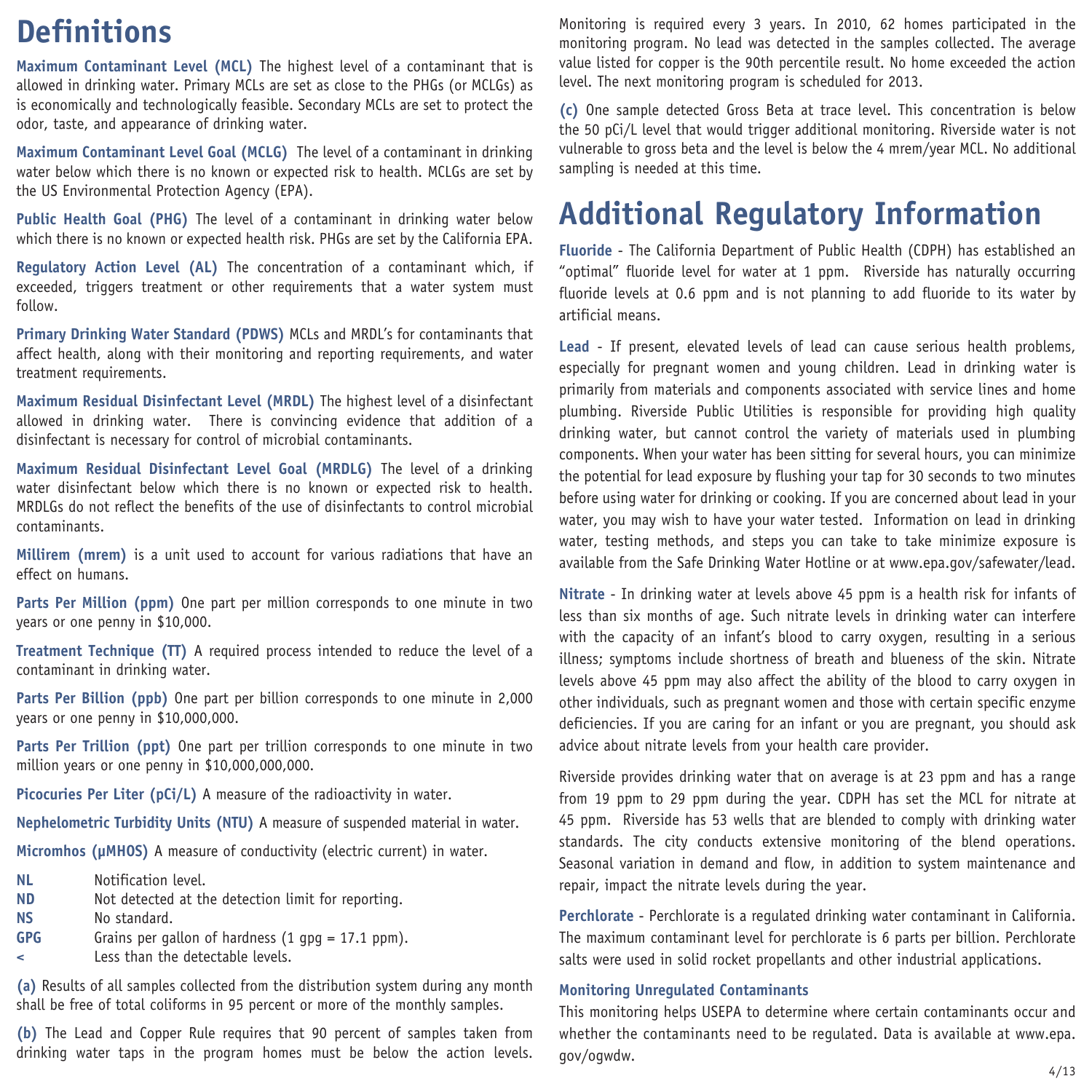# Definitions

**Maximum Contaminant Level (MCL)** The highest level of a contaminant that is allowed in drinking water. Primary MCLs are set as close to the PHGs (or MCLGs) as is economically and technologically feasible. Secondary MCLs are set to protect the odor, taste, and appearance of drinking water.

**Maximum Contaminant Level Goal (MCLG)** The level of a contaminant in drinking water below which there is no known or expected risk to health. MCLGs are set by the US Environmental Protection Agency (EPA).

**Public Health Goal (PHG)** The level of a contaminant in drinking water below which there is no known or expected health risk. PHGs are set by the California EPA.

**Regulatory Action Level (AL)** The concentration of a contaminant which, if exceeded, triggers treatment or other requirements that a water system must follow.

**Primary Drinking Water Standard (PDWS)** MCLs and MRDL's for contaminants that affect health, along with their monitoring and reporting requirements, and water treatment requirements.

**Maximum Residual Disinfectant Level (MRDL)** The highest level of a disinfectant allowed in drinking water. There is convincing evidence that addition of a disinfectant is necessary for control of microbial contaminants.

**Maximum Residual Disinfectant Level Goal (MRDLG)** The level of a drinking water disinfectant below which there is no known or expected risk to health. MRDLGs do not reflect the benefits of the use of disinfectants to control microbial contaminants.

**Millirem (mrem)** is a unit used to account for various radiations that have an effect on humans.

**Parts Per Million (ppm)** One part per million corresponds to one minute in two years or one penny in $10,000.

**Treatment Technique (TT)** A required process intended to reduce the level of a contaminant in drinking water.

**Parts Per Billion (ppb)** One part per billion corresponds to one minute in 2,000 years or one penny in $10,000,000.

**Parts Per Trillion (ppt)** One part per trillion corresponds to one minute in two million years or one penny in $10,000,000,000.

**Picocuries Per Liter (pCi/L)** A measure of the radioactivity in water.

**Nephelometric Turbidity Units (NTU)** A measure of suspended material in water.

**Micromhos (µMHOS)** A measure of conductivity (electric current) in water.

| | |
|---|---|
| **NL** | Notification level. |
| **ND** | Not detected at the detection limit for reporting. |
| **NS** | No standard. |
| **GPG** | Grains per gallon of hardness (1 gpg = 17.1 ppm). |
| **<** | Less than the detectable levels. |

**(a)** Results of all samples collected from the distribution system during any month shall be free of total coliforms in 95 percent or more of the monthly samples.

**(b)** The Lead and Copper Rule requires that 90 percent of samples taken from drinking water taps in the program homes must be below the action levels. Monitoring is required every 3 years. In 2010, 62 homes participated in the monitoring program. No lead was detected in the samples collected. The average value listed for copper is the 90th percentile result. No home exceeded the action level. The next monitoring program is scheduled for 2013.

**(c)** One sample detected Gross Beta at trace level. This concentration is below the 50 pCi/L level that would trigger additional monitoring. Riverside water is not vulnerable to gross beta and the level is below the 4 mrem/year MCL. No additional sampling is needed at this time.

# Additional Regulatory Information

**Fluoride** - The California Department of Public Health (CDPH) has established an "optimal" fluoride level for water at 1 ppm. Riverside has naturally occurring fluoride levels at 0.6 ppm and is not planning to add fluoride to its water by artificial means.

**Lead** - If present, elevated levels of lead can cause serious health problems, especially for pregnant women and young children. Lead in drinking water is primarily from materials and components associated with service lines and home plumbing. Riverside Public Utilities is responsible for providing high quality drinking water, but cannot control the variety of materials used in plumbing components. When your water has been sitting for several hours, you can minimize the potential for lead exposure by flushing your tap for 30 seconds to two minutes before using water for drinking or cooking. If you are concerned about lead in your water, you may wish to have your water tested. Information on lead in drinking water, testing methods, and steps you can take to take minimize exposure is available from the Safe Drinking Water Hotline or at www.epa.gov/safewater/lead.

**Nitrate** - In drinking water at levels above 45 ppm is a health risk for infants of less than six months of age. Such nitrate levels in drinking water can interfere with the capacity of an infant's blood to carry oxygen, resulting in a serious illness; symptoms include shortness of breath and blueness of the skin. Nitrate levels above 45 ppm may also affect the ability of the blood to carry oxygen in other individuals, such as pregnant women and those with certain specific enzyme deficiencies. If you are caring for an infant or you are pregnant, you should ask advice about nitrate levels from your health care provider.

Riverside provides drinking water that on average is at 23 ppm and has a range from 19 ppm to 29 ppm during the year. CDPH has set the MCL for nitrate at 45 ppm. Riverside has 53 wells that are blended to comply with drinking water standards. The city conducts extensive monitoring of the blend operations. Seasonal variation in demand and flow, in addition to system maintenance and repair, impact the nitrate levels during the year.

**Perchlorate** - Perchlorate is a regulated drinking water contaminant in California. The maximum contaminant level for perchlorate is 6 parts per billion. Perchlorate salts were used in solid rocket propellants and other industrial applications.

**Monitoring Unregulated Contaminants**

This monitoring helps USEPA to determine where certain contaminants occur and whether the contaminants need to be regulated. Data is available at www.epa.gov/ogwdw.

4/13